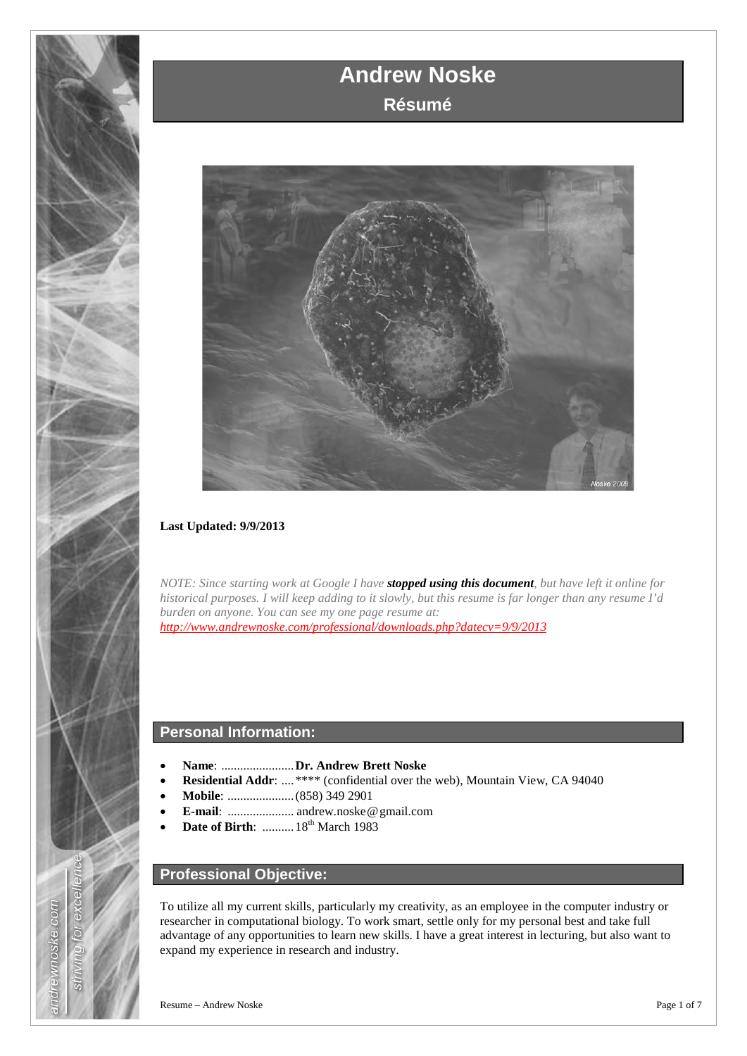# Andrew Noske

## Résumé

**Last Updated: 9/9/2013**

*NOTE: Since starting work at Google I have **stopped using this document**, but have left it online for historical purposes. I will keep adding to it slowly, but this resume is far longer than any resume I'd burden on anyone. You can see my one page resume at:*
*http://www.andrewnoske.com/professional/downloads.php?datecv=9/9/2013*

## Personal Information:

- **Name**: ....................... **Dr. Andrew Brett Noske**
- **Residential Addr**: .... **** (confidential over the web), Mountain View, CA 94040
- **Mobile**: ..................... (858) 349 2901
- **E-mail**: ..................... andrew.noske@gmail.com
- **Date of Birth**: .......... 18th March 1983

## Professional Objective:

To utilize all my current skills, particularly my creativity, as an employee in the computer industry or researcher in computational biology. To work smart, settle only for my personal best and take full advantage of any opportunities to learn new skills. I have a great interest in lecturing, but also want to expand my experience in research and industry.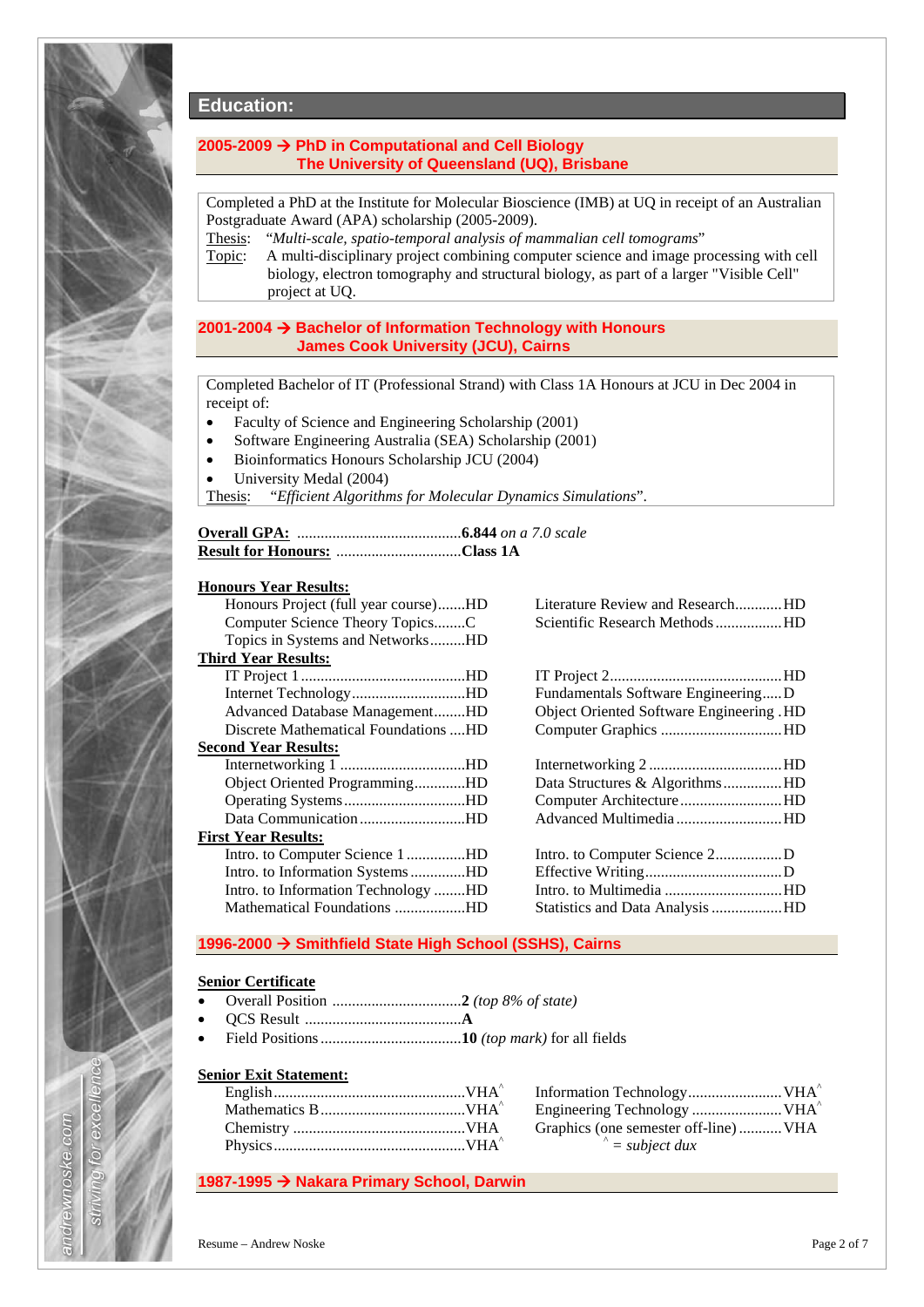## Education:

### 2005-2009 → PhD in Computational and Cell Biology
### The University of Queensland (UQ), Brisbane

Completed a PhD at the Institute for Molecular Bioscience (IMB) at UQ in receipt of an Australian Postgraduate Award (APA) scholarship (2005-2009).

Thesis: *"Multi-scale, spatio-temporal analysis of mammalian cell tomograms"*

Topic: A multi-disciplinary project combining computer science and image processing with cell biology, electron tomography and structural biology, as part of a larger "Visible Cell" project at UQ.

### 2001-2004 → Bachelor of Information Technology with Honours
### James Cook University (JCU), Cairns

Completed Bachelor of IT (Professional Strand) with Class 1A Honours at JCU in Dec 2004 in receipt of:

- Faculty of Science and Engineering Scholarship (2001)
- Software Engineering Australia (SEA) Scholarship (2001)
- Bioinformatics Honours Scholarship JCU (2004)
- University Medal (2004)

Thesis: *"Efficient Algorithms for Molecular Dynamics Simulations"*.

**Overall GPA:** ..........................................**6.844** *on a 7.0 scale*
**Result for Honours:** ................................**Class 1A**

**Honours Year Results:**

| | |
|---|---|
| Honours Project (full year course).......HD | Literature Review and Research............HD |
| Computer Science Theory Topics........C | Scientific Research Methods .................HD |
| Topics in Systems and Networks.........HD | |

**Third Year Results:**

| | |
|---|---|
| IT Project 1 ..........................................HD | IT Project 2............................................HD |
| Internet Technology.............................HD | Fundamentals Software Engineering.....D |
| Advanced Database Management........HD | Object Oriented Software Engineering .HD |
| Discrete Mathematical Foundations ....HD | Computer Graphics ...............................HD |

**Second Year Results:**

| | |
|---|---|
| Internetworking 1 ................................HD | Internetworking 2 ..................................HD |
| Object Oriented Programming.............HD | Data Structures & Algorithms...............HD |
| Operating Systems...............................HD | Computer Architecture..........................HD |
| Data Communication...........................HD | Advanced Multimedia...........................HD |

**First Year Results:**

| | |
|---|---|
| Intro. to Computer Science 1 ...............HD | Intro. to Computer Science 2.................D |
| Intro. to Information Systems .............HD | Effective Writing...................................D |
| Intro. to Information Technology ........HD | Intro. to Multimedia ..............................HD |
| Mathematical Foundations ..................HD | Statistics and Data Analysis ..................HD |

### 1996-2000 → Smithfield State High School (SSHS), Cairns

**Senior Certificate**

- Overall Position ................................**2** *(top 8% of state)*
- QCS Result ........................................**A**
- Field Positions....................................**10** *(top mark)* for all fields

**Senior Exit Statement:**

| | |
|---|---|
| English.................................................VHA^ | Information Technology........................VHA^ |
| Mathematics B.....................................VHA^ | Engineering Technology .......................VHA^ |
| Chemistry ............................................VHA | Graphics (one semester off-line) ...........VHA |
| Physics.................................................VHA^ | ^ = *subject dux* |

### 1987-1995 → Nakara Primary School, Darwin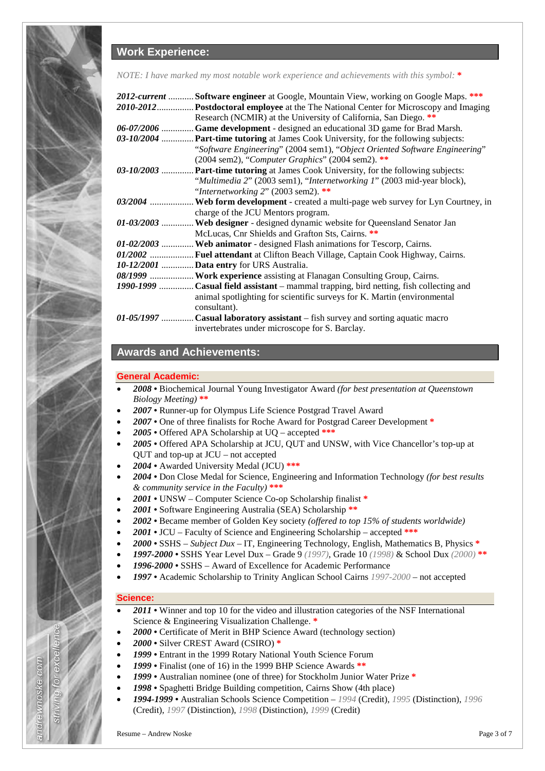## Work Experience:

*NOTE: I have marked my most notable work experience and achievements with this symbol:* *

***2012-current*** ........... **Software engineer** at Google, Mountain View, working on Google Maps. ***

***2010-2012*** ................ **Postdoctoral employee** at the The National Center for Microscopy and Imaging Research (NCMIR) at the University of California, San Diego. **

***06-07/2006*** ............. **Game development** - designed an educational 3D game for Brad Marsh.

***03-10/2004*** ............. **Part-time tutoring** at James Cook University, for the following subjects: "*Software Engineering*" (2004 sem1), "*Object Oriented Software Engineering*" (2004 sem2), "*Computer Graphics*" (2004 sem2). **

***03-10/2003*** ............. **Part-time tutoring** at James Cook University, for the following subjects: "*Multimedia 2*" (2003 sem1), "*Internetworking 1*" (2003 mid-year block), "*Internetworking 2*" (2003 sem2). **

***03/2004*** ................... **Web form development** - created a multi-page web survey for Lyn Courtney, in charge of the JCU Mentors program.

***01-03/2003*** ............. **Web designer** - designed dynamic website for Queensland Senator Jan McLucas, Cnr Shields and Grafton Sts, Cairns. **

***01-02/2003*** ............. **Web animator** - designed Flash animations for Tescorp, Cairns.

***01/2002*** ................... **Fuel attendant** at Clifton Beach Village, Captain Cook Highway, Cairns.

***10-12/2001*** ............. **Data entry** for URS Australia.

***08/1999*** ................... **Work experience** assisting at Flanagan Consulting Group, Cairns.

***1990-1999*** .............. **Casual field assistant** – mammal trapping, bird netting, fish collecting and animal spotlighting for scientific surveys for K. Martin (environmental consultant).

***01-05/1997*** ............. **Casual laboratory assistant** – fish survey and sorting aquatic macro invertebrates under microscope for S. Barclay.

## Awards and Achievements:

### General Academic:

- ***2008*** • Biochemical Journal Young Investigator Award *(for best presentation at Queenstown Biology Meeting)* **
- ***2007*** • Runner-up for Olympus Life Science Postgrad Travel Award
- ***2007*** • One of three finalists for Roche Award for Postgrad Career Development *
- ***2005*** • Offered APA Scholarship at UQ – accepted ***
- ***2005*** • Offered APA Scholarship at JCU, QUT and UNSW, with Vice Chancellor's top-up at QUT and top-up at JCU – not accepted
- ***2004*** • Awarded University Medal (JCU) ***
- ***2004*** • Don Close Medal for Science, Engineering and Information Technology *(for best results & community service in the Faculty)* ***
- ***2001*** • UNSW – Computer Science Co-op Scholarship finalist *
- ***2001*** • Software Engineering Australia (SEA) Scholarship **
- ***2002*** • Became member of Golden Key society *(offered to top 15% of students worldwide)*
- ***2001*** • JCU – Faculty of Science and Engineering Scholarship – accepted ***
- ***2000*** • SSHS – *Subject Dux* – IT, Engineering Technology, English, Mathematics B, Physics *
- ***1997-2000*** • SSHS Year Level Dux – Grade 9 *(1997)*, Grade 10 *(1998)* & School Dux *(2000)* **
- ***1996-2000*** • SSHS – Award of Excellence for Academic Performance
- ***1997*** • Academic Scholarship to Trinity Anglican School Cairns *1997-2000* – not accepted

### Science:

- ***2011*** • Winner and top 10 for the video and illustration categories of the NSF International Science & Engineering Visualization Challenge. *
- ***2000*** • Certificate of Merit in BHP Science Award (technology section)
- ***2000*** • Silver CREST Award (CSIRO) *
- ***1999*** • Entrant in the 1999 Rotary National Youth Science Forum
- ***1999*** • Finalist (one of 16) in the 1999 BHP Science Awards **
- ***1999*** • Australian nominee (one of three) for Stockholm Junior Water Prize *
- ***1998*** • Spaghetti Bridge Building competition, Cairns Show (4th place)
- ***1994-1999*** • Australian Schools Science Competition – *1994* (Credit), *1995* (Distinction), *1996* (Credit), *1997* (Distinction), *1998* (Distinction), *1999* (Credit)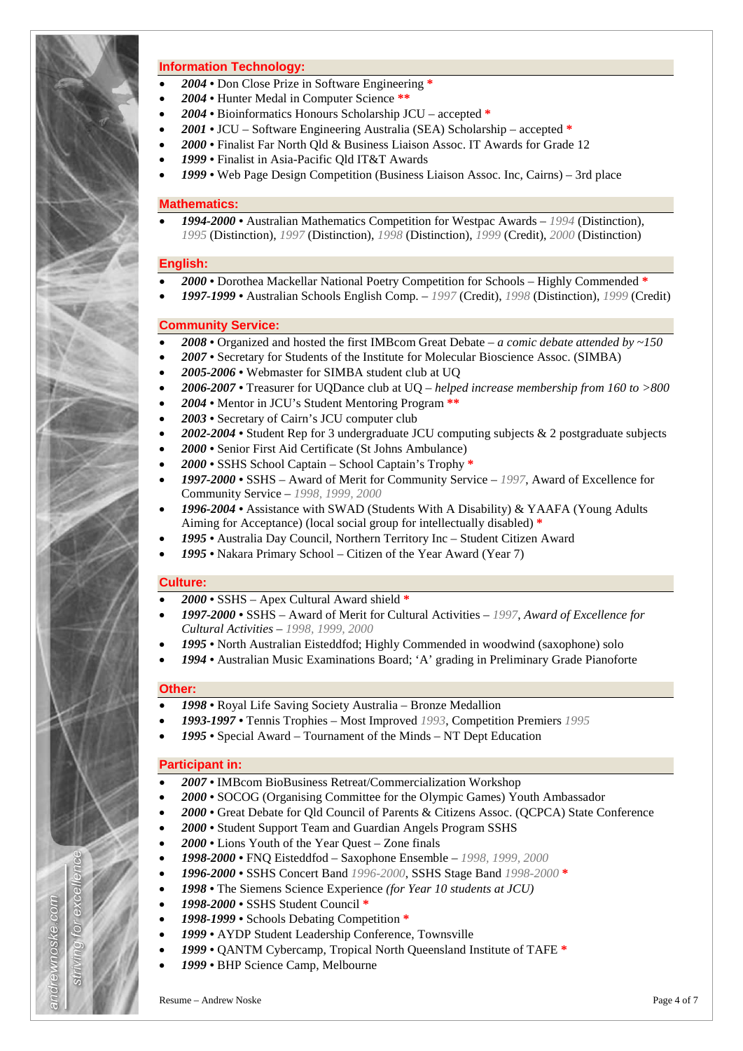## Information Technology:

- ***2004*** • Don Close Prize in Software Engineering *
- ***2004*** • Hunter Medal in Computer Science **
- ***2004*** • Bioinformatics Honours Scholarship JCU – accepted *
- ***2001*** • JCU – Software Engineering Australia (SEA) Scholarship – accepted *
- ***2000*** • Finalist Far North Qld & Business Liaison Assoc. IT Awards for Grade 12
- ***1999*** • Finalist in Asia-Pacific Qld IT&T Awards
- ***1999*** • Web Page Design Competition (Business Liaison Assoc. Inc, Cairns) – 3rd place

## Mathematics:

- ***1994-2000*** • Australian Mathematics Competition for Westpac Awards – *1994* (Distinction), *1995* (Distinction), *1997* (Distinction), *1998* (Distinction), *1999* (Credit), *2000* (Distinction)

## English:

- ***2000*** • Dorothea Mackellar National Poetry Competition for Schools – Highly Commended *
- ***1997-1999*** • Australian Schools English Comp. – *1997* (Credit), *1998* (Distinction), *1999* (Credit)

## Community Service:

- ***2008*** • Organized and hosted the first IMBcom Great Debate – *a comic debate attended by ~150*
- ***2007*** • Secretary for Students of the Institute for Molecular Bioscience Assoc. (SIMBA)
- ***2005-2006*** • Webmaster for SIMBA student club at UQ
- ***2006-2007*** • Treasurer for UQDance club at UQ – *helped increase membership from 160 to >800*
- ***2004*** • Mentor in JCU's Student Mentoring Program **
- ***2003*** • Secretary of Cairn's JCU computer club
- ***2002-2004*** • Student Rep for 3 undergraduate JCU computing subjects & 2 postgraduate subjects
- ***2000*** • Senior First Aid Certificate (St Johns Ambulance)
- ***2000*** • SSHS School Captain – School Captain's Trophy *
- ***1997-2000*** • SSHS – Award of Merit for Community Service – *1997*, Award of Excellence for Community Service – *1998, 1999, 2000*
- ***1996-2004*** • Assistance with SWAD (Students With A Disability) & YAAFA (Young Adults Aiming for Acceptance) (local social group for intellectually disabled) *
- ***1995*** • Australia Day Council, Northern Territory Inc – Student Citizen Award
- ***1995*** • Nakara Primary School – Citizen of the Year Award (Year 7)

## Culture:

- ***2000*** • SSHS – Apex Cultural Award shield *
- ***1997-2000*** • SSHS – Award of Merit for Cultural Activities – *1997*, *Award of Excellence for Cultural Activities – 1998, 1999, 2000*
- ***1995*** • North Australian Eisteddfod; Highly Commended in woodwind (saxophone) solo
- ***1994*** • Australian Music Examinations Board; 'A' grading in Preliminary Grade Pianoforte

## Other:

- ***1998*** • Royal Life Saving Society Australia – Bronze Medallion
- ***1993-1997*** • Tennis Trophies – Most Improved *1993*, Competition Premiers *1995*
- ***1995*** • Special Award – Tournament of the Minds – NT Dept Education

## Participant in:

- ***2007*** • IMBcom BioBusiness Retreat/Commercialization Workshop
- ***2000*** • SOCOG (Organising Committee for the Olympic Games) Youth Ambassador
- ***2000*** • Great Debate for Qld Council of Parents & Citizens Assoc. (QCPCA) State Conference
- ***2000*** • Student Support Team and Guardian Angels Program SSHS
- ***2000*** • Lions Youth of the Year Quest – Zone finals
- ***1998-2000*** • FNQ Eisteddfod – Saxophone Ensemble – *1998, 1999, 2000*
- ***1996-2000*** • SSHS Concert Band *1996-2000*, SSHS Stage Band *1998-2000* *
- ***1998*** • The Siemens Science Experience *(for Year 10 students at JCU)*
- ***1998-2000*** • SSHS Student Council *
- ***1998-1999*** • Schools Debating Competition *
- ***1999*** • AYDP Student Leadership Conference, Townsville
- ***1999*** • QANTM Cybercamp, Tropical North Queensland Institute of TAFE *
- ***1999*** • BHP Science Camp, Melbourne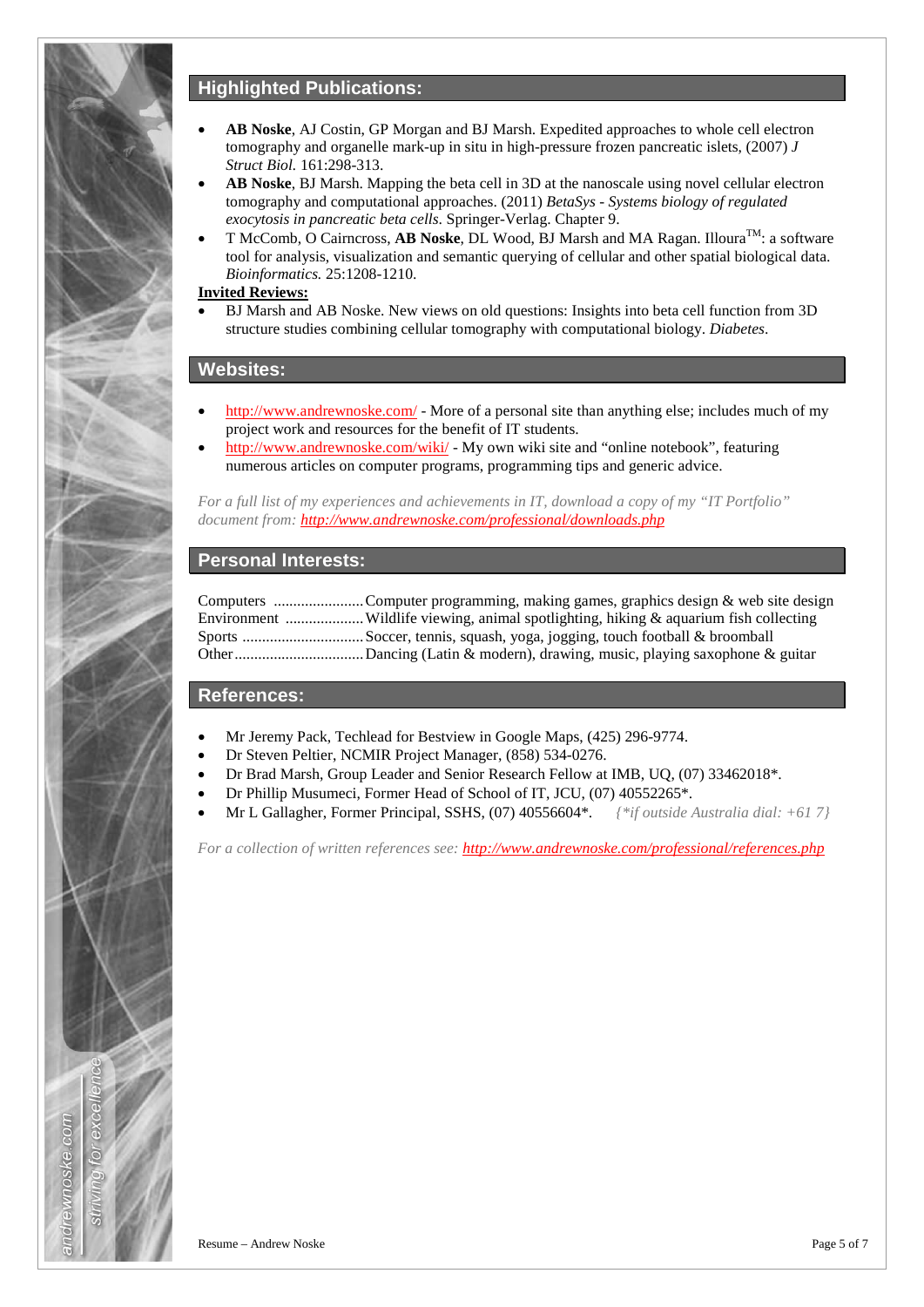## Highlighted Publications:

- **AB Noske**, AJ Costin, GP Morgan and BJ Marsh. Expedited approaches to whole cell electron tomography and organelle mark-up in situ in high-pressure frozen pancreatic islets, (2007) *J Struct Biol.* 161:298-313.
- **AB Noske**, BJ Marsh. Mapping the beta cell in 3D at the nanoscale using novel cellular electron tomography and computational approaches. (2011) *BetaSys - Systems biology of regulated exocytosis in pancreatic beta cells.* Springer-Verlag. Chapter 9.
- T McComb, O Cairncross, **AB Noske**, DL Wood, BJ Marsh and MA Ragan. Illoura™: a software tool for analysis, visualization and semantic querying of cellular and other spatial biological data. *Bioinformatics.* 25:1208-1210.

**Invited Reviews:**

- BJ Marsh and AB Noske. New views on old questions: Insights into beta cell function from 3D structure studies combining cellular tomography with computational biology. *Diabetes*.

## Websites:

- http://www.andrewnoske.com/ - More of a personal site than anything else; includes much of my project work and resources for the benefit of IT students.
- http://www.andrewnoske.com/wiki/ - My own wiki site and "online notebook", featuring numerous articles on computer programs, programming tips and generic advice.

*For a full list of my experiences and achievements in IT, download a copy of my "IT Portfolio" document from: **http://www.andrewnoske.com/professional/downloads.php***

## Personal Interests:

Computers ....................... Computer programming, making games, graphics design & web site design
Environment .................... Wildlife viewing, animal spotlighting, hiking & aquarium fish collecting
Sports ............................... Soccer, tennis, squash, yoga, jogging, touch football & broomball
Other................................. Dancing (Latin & modern), drawing, music, playing saxophone & guitar

## References:

- Mr Jeremy Pack, Techlead for Bestview in Google Maps, (425) 296-9774.
- Dr Steven Peltier, NCMIR Project Manager, (858) 534-0276.
- Dr Brad Marsh, Group Leader and Senior Research Fellow at IMB, UQ, (07) 33462018*.
- Dr Phillip Musumeci, Former Head of School of IT, JCU, (07) 40552265*.
- Mr L Gallagher, Former Principal, SSHS, (07) 40556604*. *{*if outside Australia dial: +61 7}*

*For a collection of written references see: **http://www.andrewnoske.com/professional/references.php***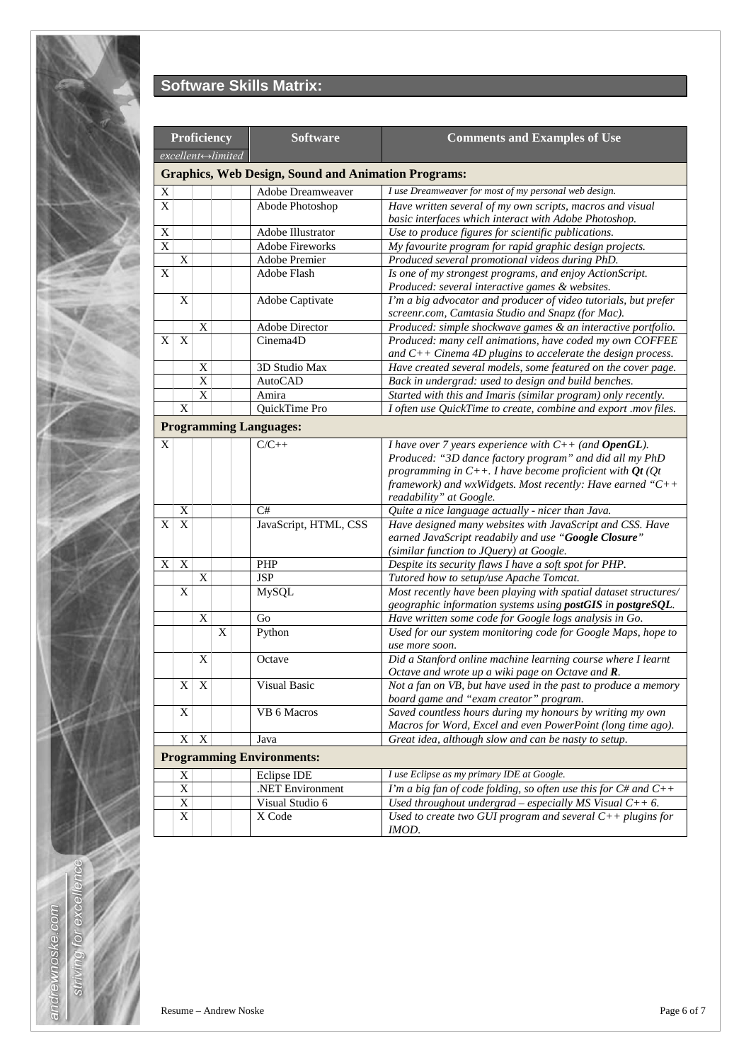## Software Skills Matrix:

| Proficiency *excellent↔limited* | | | | | Software | Comments and Examples of Use |
|---|---|---|---|---|---|---|
| **Graphics, Web Design, Sound and Animation Programs:** | | | | | | |
| X | | | | | Adobe Dreamweaver | *I use Dreamweaver for most of my personal web design.* |
| X | | | | | Abode Photoshop | *Have written several of my own scripts, macros and visual basic interfaces which interact with Adobe Photoshop.* |
| X | | | | | Adobe Illustrator | *Use to produce figures for scientific publications.* |
| X | | | | | Adobe Fireworks | *My favourite program for rapid graphic design projects.* |
| | X | | | | Adobe Premier | *Produced several promotional videos during PhD.* |
| X | | | | | Adobe Flash | *Is one of my strongest programs, and enjoy ActionScript. Produced: several interactive games & websites.* |
| | X | | | | Adobe Captivate | *I'm a big advocator and producer of video tutorials, but prefer screenr.com, Camtasia Studio and Snapz (for Mac).* |
| | | X | | | Adobe Director | *Produced: simple shockwave games & an interactive portfolio.* |
| X | X | | | | Cinema4D | *Produced: many cell animations, have coded my own COFFEE and C++ Cinema 4D plugins to accelerate the design process.* |
| | | X | | | 3D Studio Max | *Have created several models, some featured on the cover page.* |
| | | X | | | AutoCAD | *Back in undergrad: used to design and build benches.* |
| | | X | | | Amira | *Started with this and Imaris (similar program) only recently.* |
| | X | | | | QuickTime Pro | *I often use QuickTime to create, combine and export .mov files.* |
| **Programming Languages:** | | | | | | |
| X | | | | | C/C++ | *I have over 7 years experience with C++ (and **OpenGL**). Produced: "3D dance factory program" and did all my PhD programming in C++. I have become proficient with **Qt** (Qt framework) and wxWidgets. Most recently: Have earned "C++ readability" at Google.* |
| | X | | | | C# | *Quite a nice language actually - nicer than Java.* |
| X | X | | | | JavaScript, HTML, CSS | *Have designed many websites with JavaScript and CSS. Have earned JavaScript readabily and use "**Google Closure**" (similar function to JQuery) at Google.* |
| X | X | | | | PHP | *Despite its security flaws I have a soft spot for PHP.* |
| | | X | | | JSP | *Tutored how to setup/use Apache Tomcat.* |
| | X | | | | MySQL | *Most recently have been playing with spatial dataset structures/ geographic information systems using **postGIS** in **postgreSQL**.* |
| | | X | | | Go | *Have written some code for Google logs analysis in Go.* |
| | | | X | | Python | *Used for our system monitoring code for Google Maps, hope to use more soon.* |
| | | X | | | Octave | *Did a Stanford online machine learning course where I learnt Octave and wrote up a wiki page on Octave and **R**.* |
| | X | X | | | Visual Basic | *Not a fan on VB, but have used in the past to produce a memory board game and "exam creator" program.* |
| | X | | | | VB 6 Macros | *Saved countless hours during my honours by writing my own Macros for Word, Excel and even PowerPoint (long time ago).* |
| | X | X | | | Java | *Great idea, although slow and can be nasty to setup.* |
| **Programming Environments:** | | | | | | |
| | X | | | | Eclipse IDE | *I use Eclipse as my primary IDE at Google.* |
| | X | | | | .NET Environment | *I'm a big fan of code folding, so often use this for C# and C++* |
| | X | | | | Visual Studio 6 | *Used throughout undergrad – especially MS Visual C++ 6.* |
| | X | | | | X Code | *Used to create two GUI program and several C++ plugins for IMOD.* |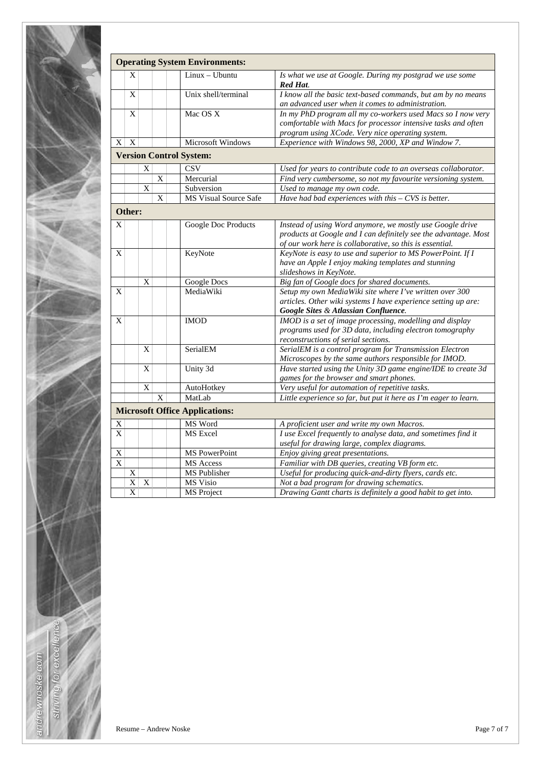| | | | | | | |
|---|---|---|---|---|---|---|
| **Operating System Environments:** | | | | | | |
| | X | | | | Linux – Ubuntu | *Is what we use at Google. During my postgrad we use some **Red Hat**.* |
| | X | | | | Unix shell/terminal | *I know all the basic text-based commands, but am by no means an advanced user when it comes to administration.* |
| | X | | | | Mac OS X | *In my PhD program all my co-workers used Macs so I now very comfortable with Macs for processor intensive tasks and often program using XCode. Very nice operating system.* |
| X | X | | | | Microsoft Windows | *Experience with Windows 98, 2000, XP and Window 7.* |
| **Version Control System:** | | | | | | |
| | | X | | | CSV | *Used for years to contribute code to an overseas collaborator.* |
| | | | X | | Mercurial | *Find very cumbersome, so not my favourite versioning system.* |
| | | X | | | Subversion | *Used to manage my own code.* |
| | | | X | | MS Visual Source Safe | *Have had bad experiences with this – CVS is better.* |
| **Other:** | | | | | | |
| X | | | | | Google Doc Products | *Instead of using Word anymore, we mostly use Google drive products at Google and I can definitely see the advantage. Most of our work here is collaborative, so this is essential.* |
| X | | | | | KeyNote | *KeyNote is easy to use and superior to MS PowerPoint. If I have an Apple I enjoy making templates and stunning slideshows in KeyNote.* |
| | | X | | | Google Docs | *Big fan of Google docs for shared documents.* |
| X | | | | | MediaWiki | *Setup my own MediaWiki site where I've written over 300 articles. Other wiki systems I have experience setting up are: **Google Sites** & **Atlassian Confluence**.* |
| X | | | | | IMOD | *IMOD is a set of image processing, modelling and display programs used for 3D data, including electron tomography reconstructions of serial sections.* |
| | | X | | | SerialEM | *SerialEM is a control program for Transmission Electron Microscopes by the same authors responsible for IMOD.* |
| | | X | | | Unity 3d | *Have started using the Unity 3D game engine/IDE to create 3d games for the browser and smart phones.* |
| | | X | | | AutoHotkey | *Very useful for automation of repetitive tasks.* |
| | | | X | | MatLab | *Little experience so far, but put it here as I'm eager to learn.* |
| **Microsoft Office Applications:** | | | | | | |
| X | | | | | MS Word | *A proficient user and write my own Macros.* |
| X | | | | | MS Excel | *I use Excel frequently to analyse data, and sometimes find it useful for drawing large, complex diagrams.* |
| X | | | | | MS PowerPoint | *Enjoy giving great presentations.* |
| X | | | | | MS Access | *Familiar with DB queries, creating VB form etc.* |
| | X | | | | MS Publisher | *Useful for producing quick-and-dirty flyers, cards etc.* |
| | X | X | | | MS Visio | *Not a bad program for drawing schematics.* |
| | X | | | | MS Project | *Drawing Gantt charts is definitely a good habit to get into.* |